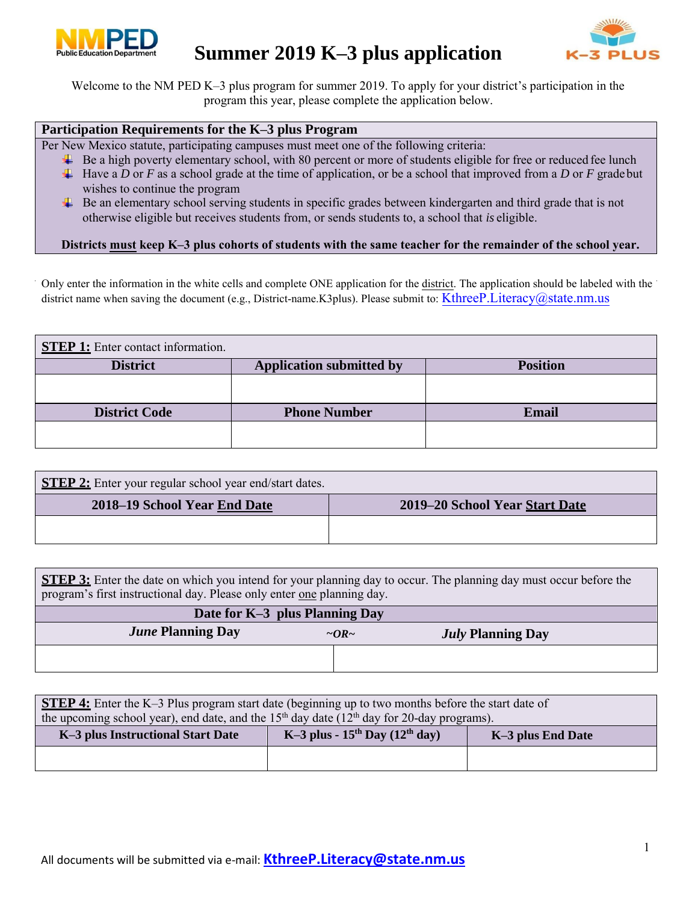# Summer 2019 K–3 plus application

Welcome to the NM PED K–3 plus program for summer 2019. To apply for your district's participation in the program this year, please complete the application below.

| Participation Requirements for the K–3 plus Program |
|---|
| Per New Mexico statute, participating campuses must meet one of the following criteria:<br>- Be a high poverty elementary school, with 80 percent or more of students eligible for free or reduced fee lunch<br>- Have a *D* or *F* as a school grade at the time of application, or be a school that improved from a *D* or *F* grade but wishes to continue the program<br>- Be an elementary school serving students in specific grades between kindergarten and third grade that is not otherwise eligible but receives students from, or sends students to, a school that *is* eligible.<br><br>**Districts must keep K–3 plus cohorts of students with the same teacher for the remainder of the school year.** |

Only enter the information in the white cells and complete ONE application for the district. The application should be labeled with the district name when saving the document (e.g., District-name.K3plus). Please submit to: KthreeP.Literacy@state.nm.us

**STEP 1:** Enter contact information.

| District | Application submitted by | Position |
|---|---|---|
| | | |
| **District Code** | **Phone Number** | **Email** |
| | | |

**STEP 2:** Enter your regular school year end/start dates.

| 2018–19 School Year End Date | 2019–20 School Year Start Date |
|---|---|
| | |

**STEP 3:** Enter the date on which you intend for your planning day to occur. The planning day must occur before the program's first instructional day. Please only enter one planning day.

| Date for K–3 plus Planning Day | |
|---|---|
| ***June* Planning Day** ~OR~ | ***July* Planning Day** |
| | |

**STEP 4:** Enter the K–3 Plus program start date (beginning up to two months before the start date of the upcoming school year), end date, and the 15th day date (12th day for 20-day programs).

| K–3 plus Instructional Start Date | K–3 plus - 15th Day (12th day) | K–3 plus End Date |
|---|---|---|
| | | |

All documents will be submitted via e-mail: **KthreeP.Literacy@state.nm.us**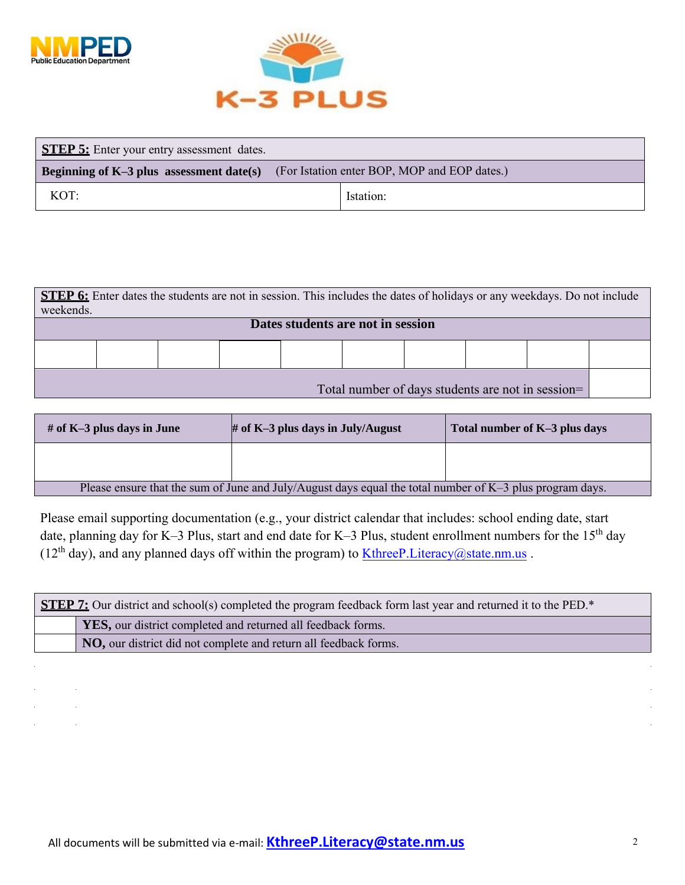| **STEP 5:** Enter your entry assessment dates. | |
|---|---|
| **Beginning of K–3 plus assessment date(s)** (For Istation enter BOP, MOP and EOP dates.) | |
| KOT: | Istation: |

| **STEP 6:** Enter dates the students are not in session. This includes the dates of holidays or any weekdays. Do not include weekends. | | | | | | | | | |
|---|---|---|---|---|---|---|---|---|---|
| **Dates students are not in session** | | | | | | | | | |
| | | | | | | | | | |
| Total number of days students are not in session= | | | | | | | | | |

| **# of K–3 plus days in June** | **# of K–3 plus days in July/August** | **Total number of K–3 plus days** |
|---|---|---|
| | | |
| Please ensure that the sum of June and July/August days equal the total number of K–3 plus program days. | | |

Please email supporting documentation (e.g., your district calendar that includes: school ending date, start date, planning day for K–3 Plus, start and end date for K–3 Plus, student enrollment numbers for the 15th day (12th day), and any planned days off within the program) to KthreeP.Literacy@state.nm.us .

| **STEP 7:** Our district and school(s) completed the program feedback form last year and returned it to the PED.* | |
|---|---|
| | **YES,** our district completed and returned all feedback forms. |
| | **NO,** our district did not complete and return all feedback forms. |

All documents will be submitted via e-mail: **KthreeP.Literacy@state.nm.us**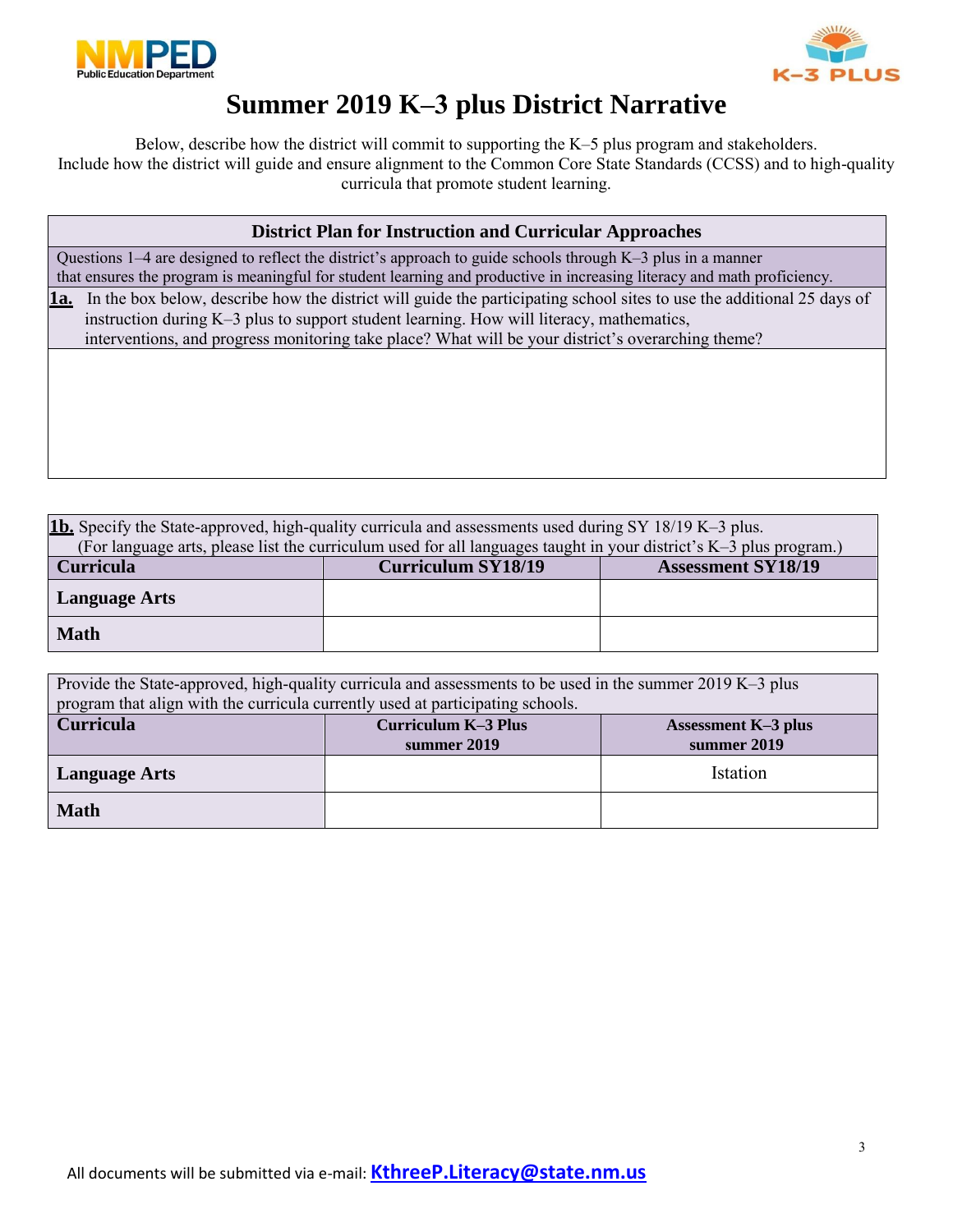# Summer 2019 K–3 plus District Narrative

Below, describe how the district will commit to supporting the K–5 plus program and stakeholders.
Include how the district will guide and ensure alignment to the Common Core State Standards (CCSS) and to high-quality curricula that promote student learning.

| District Plan for Instruction and Curricular Approaches |
|---|
| Questions 1–4 are designed to reflect the district's approach to guide schools through K–3 plus in a manner that ensures the program is meaningful for student learning and productive in increasing literacy and math proficiency. |
| **1a.** In the box below, describe how the district will guide the participating school sites to use the additional 25 days of instruction during K–3 plus to support student learning. How will literacy, mathematics, interventions, and progress monitoring take place? What will be your district's overarching theme? |
| |

**1b.** Specify the State-approved, high-quality curricula and assessments used during SY 18/19 K–3 plus.
(For language arts, please list the curriculum used for all languages taught in your district's K–3 plus program.)

| Curricula | Curriculum SY18/19 | Assessment SY18/19 |
|---|---|---|
| Language Arts | | |
| Math | | |

Provide the State-approved, high-quality curricula and assessments to be used in the summer 2019 K–3 plus program that align with the curricula currently used at participating schools.

| Curricula | Curriculum K–3 Plus summer 2019 | Assessment K–3 plus summer 2019 |
|---|---|---|
| Language Arts | | Istation |
| Math | | |

All documents will be submitted via e-mail: **KthreeP.Literacy@state.nm.us**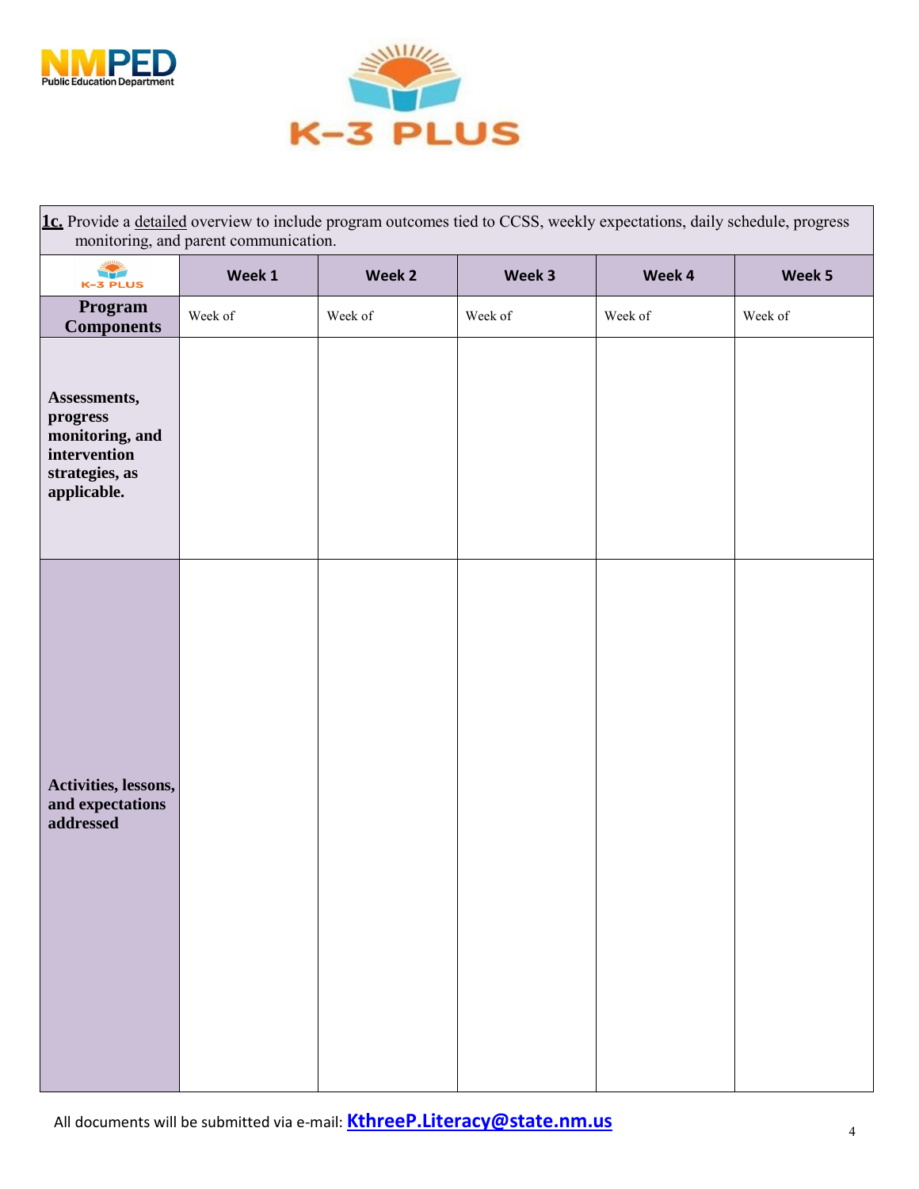**1c.** Provide a detailed overview to include program outcomes tied to CCSS, weekly expectations, daily schedule, progress monitoring, and parent communication.

| K-3 PLUS | Week 1 | Week 2 | Week 3 | Week 4 | Week 5 |
|---|---|---|---|---|---|
| **Program Components** | Week of | Week of | Week of | Week of | Week of |
| **Assessments, progress monitoring, and intervention strategies, as applicable.** | | | | | |
| **Activities, lessons, and expectations addressed** | | | | | |

All documents will be submitted via e-mail: **KthreeP.Literacy@state.nm.us**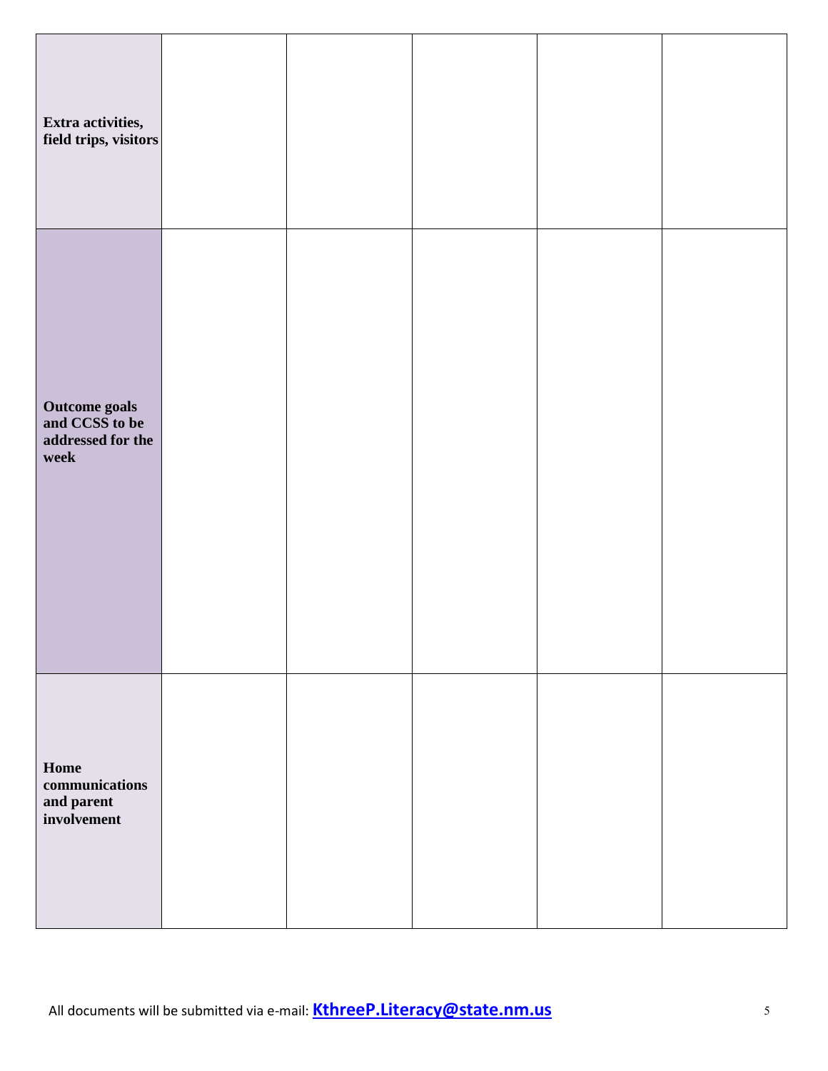| | | | | | |
|---|---|---|---|---|---|
| **Extra activities, field trips, visitors** | | | | | |
| **Outcome goals and CCSS to be addressed for the week** | | | | | |
| **Home communications and parent involvement** | | | | | |

All documents will be submitted via e-mail: **KthreeP.Literacy@state.nm.us**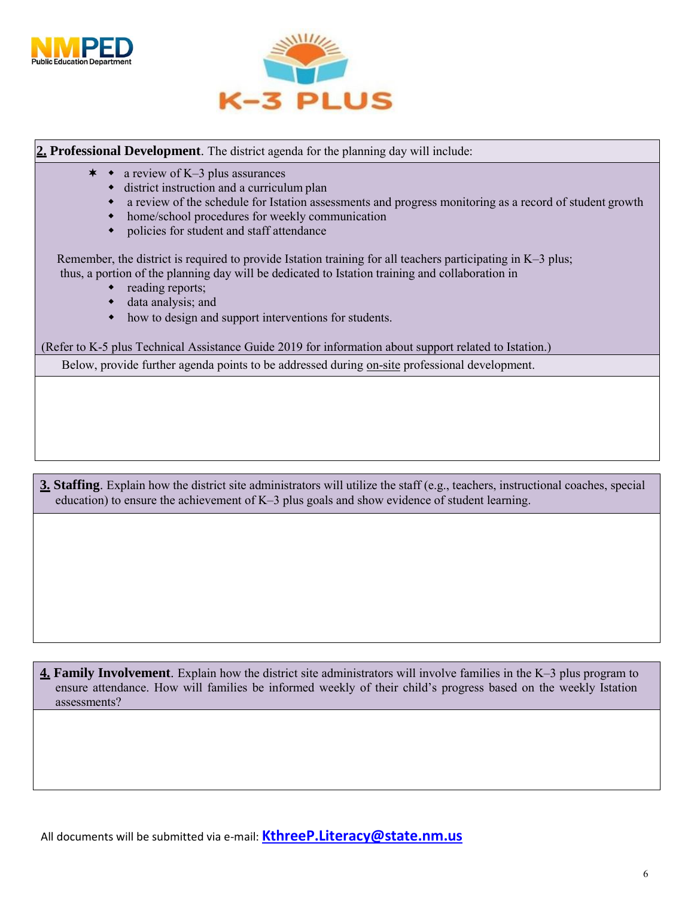NMPED Public Education Department

K–3 PLUS

**2. Professional Development**. The district agenda for the planning day will include:

- a review of K–3 plus assurances
- district instruction and a curriculum plan
- a review of the schedule for Istation assessments and progress monitoring as a record of student growth
- home/school procedures for weekly communication
- policies for student and staff attendance

Remember, the district is required to provide Istation training for all teachers participating in K–3 plus; thus, a portion of the planning day will be dedicated to Istation training and collaboration in

- reading reports;
- data analysis; and
- how to design and support interventions for students.

(Refer to K-5 plus Technical Assistance Guide 2019 for information about support related to Istation.)

Below, provide further agenda points to be addressed during on-site professional development.

**3. Staffing**. Explain how the district site administrators will utilize the staff (e.g., teachers, instructional coaches, special education) to ensure the achievement of K–3 plus goals and show evidence of student learning.

**4. Family Involvement**. Explain how the district site administrators will involve families in the K–3 plus program to ensure attendance. How will families be informed weekly of their child's progress based on the weekly Istation assessments?

All documents will be submitted via e-mail: **KthreeP.Literacy@state.nm.us**